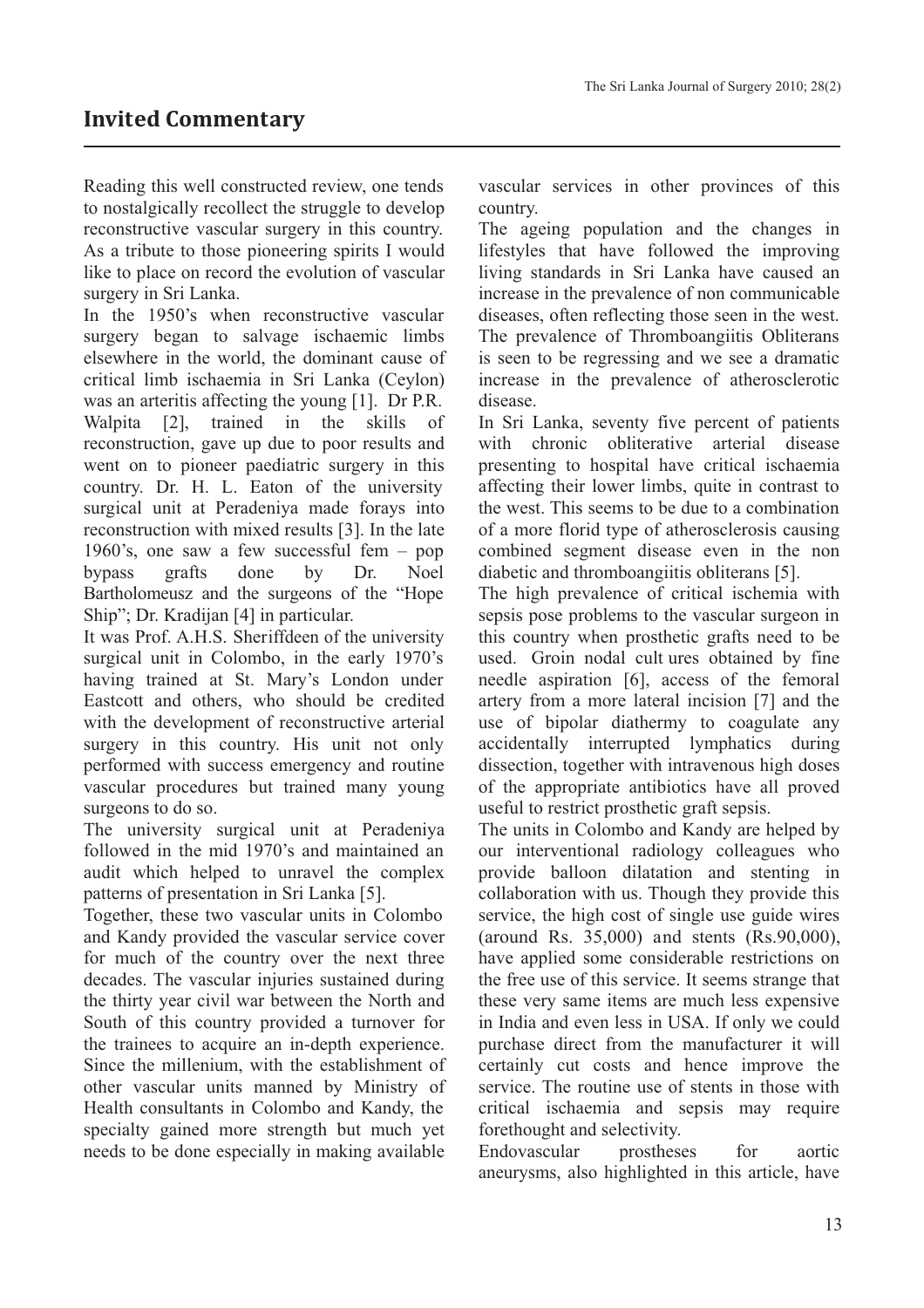## Invited Commentary

Reading this well constructed review, one tends to nostalgically recollect the struggle to develop reconstructive vascular surgery in this country. As a tribute to those pioneering spirits I would like to place on record the evolution of vascular surgery in Sri Lanka.

In the 1950's when reconstructive vascular surgery began to salvage ischaemic limbs elsewhere in the world, the dominant cause of critical limb ischaemia in Sri Lanka (Ceylon) was an arteritis affecting the young [1]. Dr P.R. Walpita [2], trained in the skills of reconstruction, gave up due to poor results and went on to pioneer paediatric surgery in this country. Dr. H. L. Eaton of the university surgical unit at Peradeniya made forays into reconstruction with mixed results [3]. In the late 1960's, one saw a few successful fem – pop bypass grafts done by Dr. Noel Bartholomeusz and the surgeons of the "Hope Ship"; Dr. Kradijan [4] in particular.

It was Prof. A.H.S. Sheriffdeen of the university surgical unit in Colombo, in the early 1970's having trained at St. Mary's London under Eastcott and others, who should be credited with the development of reconstructive arterial surgery in this country. His unit not only performed with success emergency and routine vascular procedures but trained many young surgeons to do so.

The university surgical unit at Peradeniya followed in the mid 1970's and maintained an audit which helped to unravel the complex patterns of presentation in Sri Lanka [5].

Together, these two vascular units in Colombo and Kandy provided the vascular service cover for much of the country over the next three decades. The vascular injuries sustained during the thirty year civil war between the North and South of this country provided a turnover for the trainees to acquire an in-depth experience. Since the millenium, with the establishment of other vascular units manned by Ministry of Health consultants in Colombo and Kandy, the specialty gained more strength but much yet needs to be done especially in making available vascular services in other provinces of this country.

The ageing population and the changes in lifestyles that have followed the improving living standards in Sri Lanka have caused an increase in the prevalence of non communicable diseases, often reflecting those seen in the west. The prevalence of Thromboangiitis Obliterans is seen to be regressing and we see a dramatic increase in the prevalence of atherosclerotic disease.

In Sri Lanka, seventy five percent of patients with chronic obliterative arterial disease presenting to hospital have critical ischaemia affecting their lower limbs, quite in contrast to the west. This seems to be due to a combination of a more florid type of atherosclerosis causing combined segment disease even in the non diabetic and thromboangiitis obliterans [5].

The high prevalence of critical ischemia with sepsis pose problems to the vascular surgeon in this country when prosthetic grafts need to be used. Groin nodal cult ures obtained by fine needle aspiration [6], access of the femoral artery from a more lateral incision [7] and the use of bipolar diathermy to coagulate any accidentally interrupted lymphatics during dissection, together with intravenous high doses of the appropriate antibiotics have all proved useful to restrict prosthetic graft sepsis.

The units in Colombo and Kandy are helped by our interventional radiology colleagues who provide balloon dilatation and stenting in collaboration with us. Though they provide this service, the high cost of single use guide wires (around Rs. 35,000) and stents (Rs.90,000), have applied some considerable restrictions on the free use of this service. It seems strange that these very same items are much less expensive in India and even less in USA. If only we could purchase direct from the manufacturer it will certainly cut costs and hence improve the service. The routine use of stents in those with critical ischaemia and sepsis may require forethought and selectivity.

Endovascular prostheses for aortic aneurysms, also highlighted in this article, have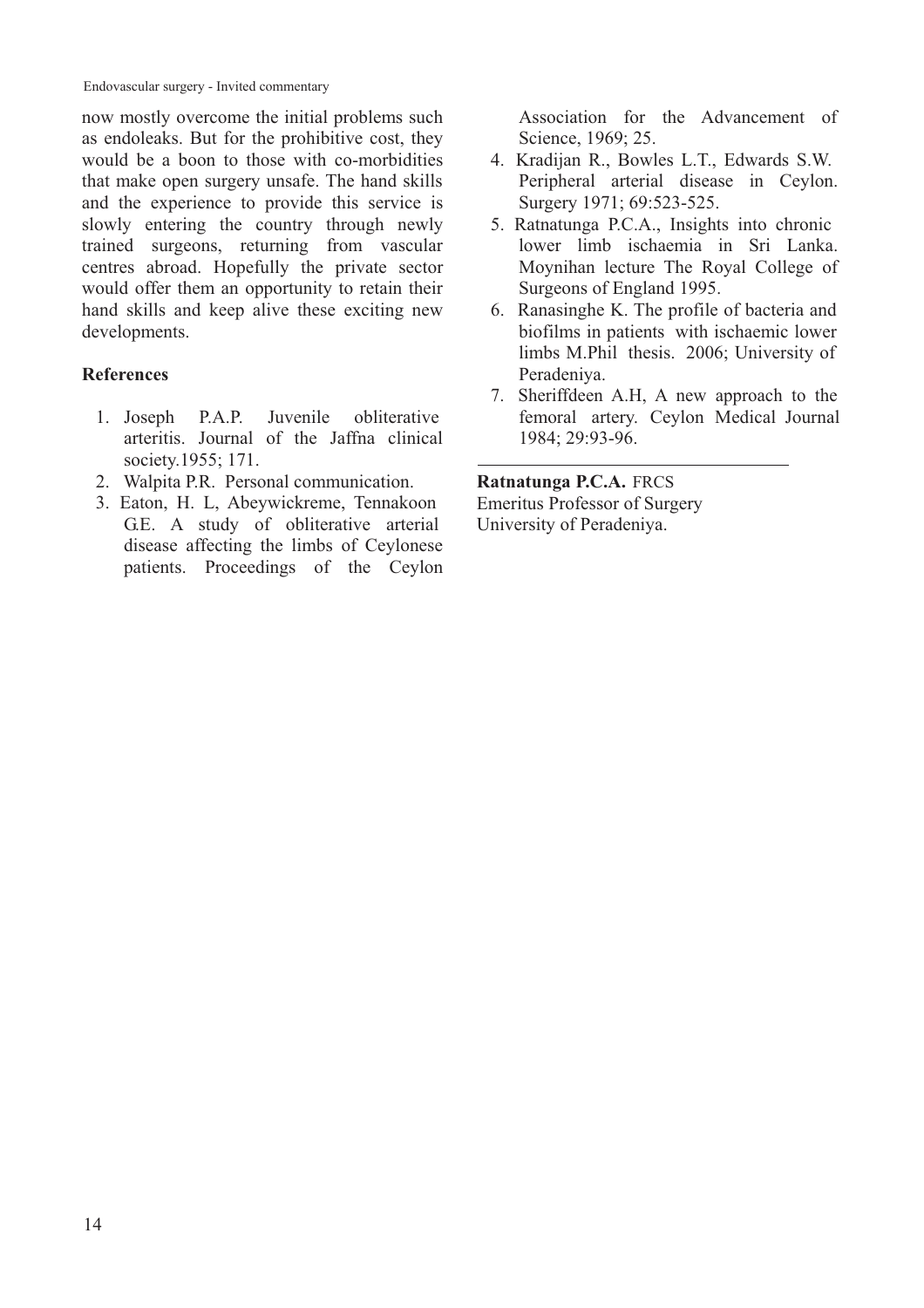now mostly overcome the initial problems such as endoleaks. But for the prohibitive cost, they would be a boon to those with co-morbidities that make open surgery unsafe. The hand skills and the experience to provide this service is slowly entering the country through newly trained surgeons, returning from vascular centres abroad. Hopefully the private sector would offer them an opportunity to retain their hand skills and keep alive these exciting new developments.

**References**

1. Joseph P.A.P. Juvenile obliterative arteritis. Journal of the Jaffna clinical society.1955; 171.
2. Walpita P.R. Personal communication.
3. Eaton, H. L, Abeywickreme, Tennakoon G.E. A study of obliterative arterial disease affecting the limbs of Ceylonese patients. Proceedings of the Ceylon Association for the Advancement of Science, 1969; 25.
4. Kradijan R., Bowles L.T., Edwards S.W. Peripheral arterial disease in Ceylon. Surgery 1971; 69:523-525.
5. Ratnatunga P.C.A., Insights into chronic lower limb ischaemia in Sri Lanka. Moynihan lecture The Royal College of Surgeons of England 1995.
6. Ranasinghe K. The profile of bacteria and biofilms in patients with ischaemic lower limbs M.Phil thesis. 2006; University of Peradeniya.
7. Sheriffdeen A.H, A new approach to the femoral artery. Ceylon Medical Journal 1984; 29:93-96.

---

**Ratnatunga P.C.A.** FRCS
Emeritus Professor of Surgery
University of Peradeniya.